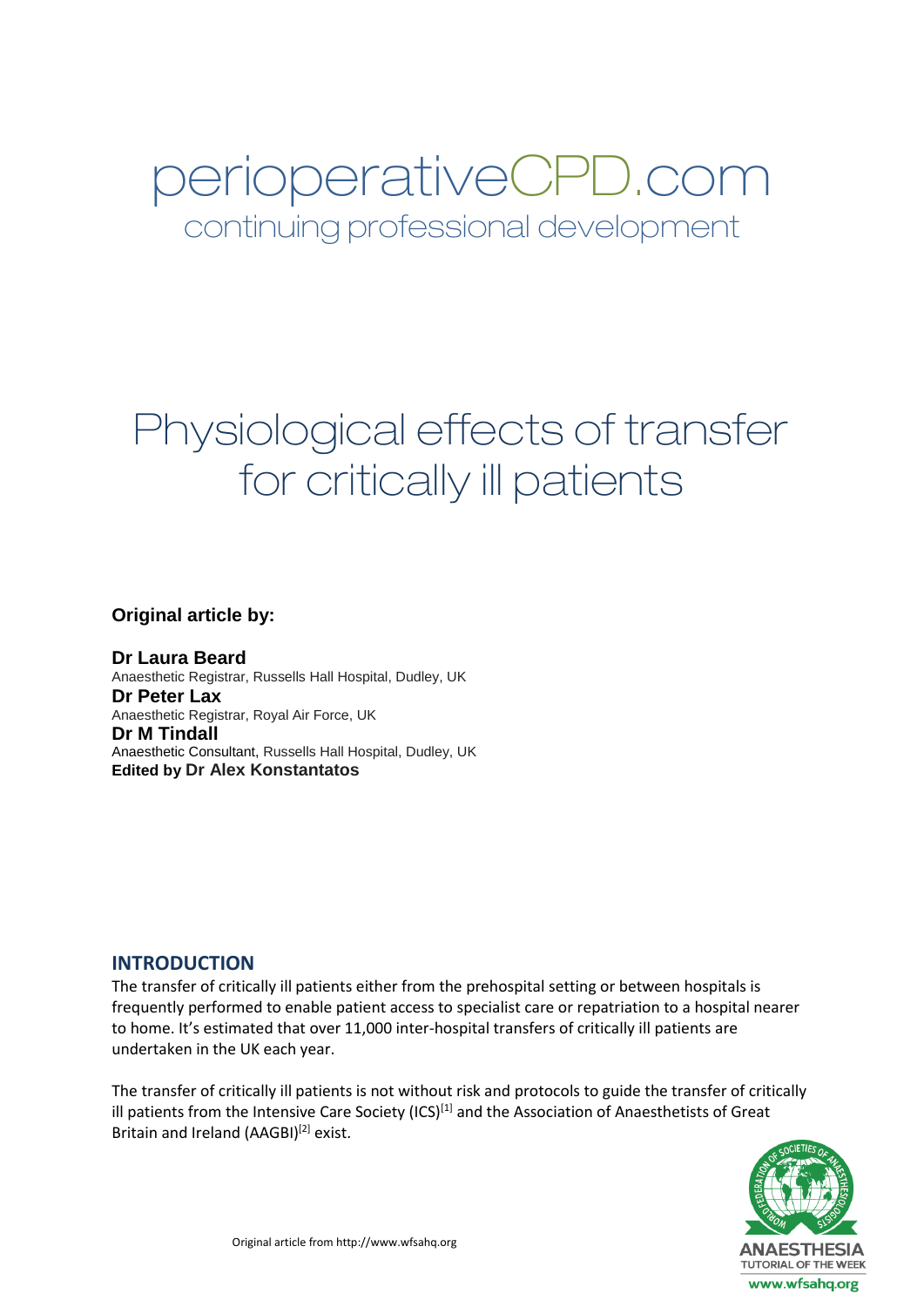perioperativeCPD.com

continuing professional development

# Physiological effects of transfer for critically ill patients

**Original article by:**

**Dr Laura Beard**
Anaesthetic Registrar, Russells Hall Hospital, Dudley, UK
**Dr Peter Lax**
Anaesthetic Registrar, Royal Air Force, UK
**Dr M Tindall**
Anaesthetic Consultant, Russells Hall Hospital, Dudley, UK
**Edited by Dr Alex Konstantatos**

## INTRODUCTION

The transfer of critically ill patients either from the prehospital setting or between hospitals is frequently performed to enable patient access to specialist care or repatriation to a hospital nearer to home. It's estimated that over 11,000 inter-hospital transfers of critically ill patients are undertaken in the UK each year.

The transfer of critically ill patients is not without risk and protocols to guide the transfer of critically ill patients from the Intensive Care Society (ICS)[1] and the Association of Anaesthetists of Great Britain and Ireland (AAGBI)[2] exist.

Original article from http://www.wfsahq.org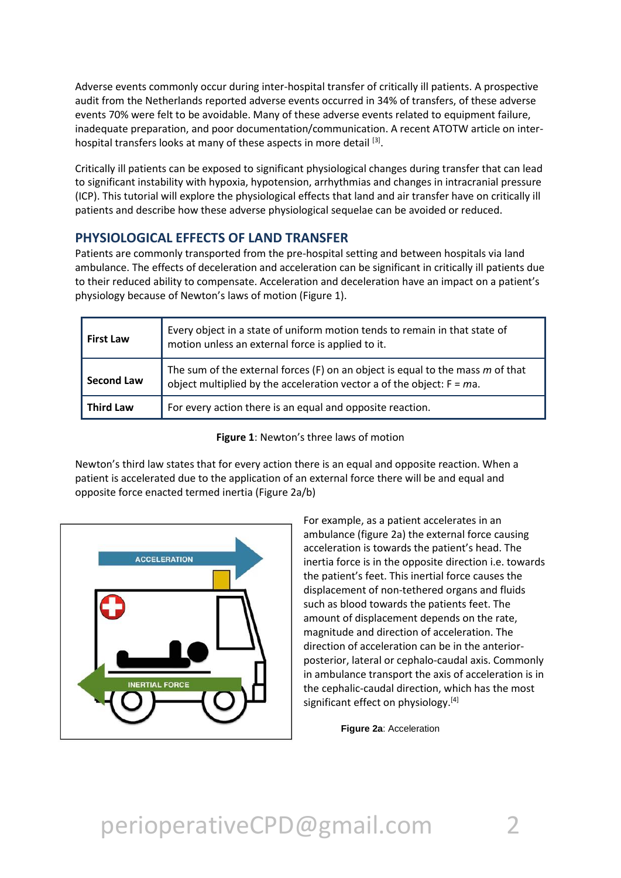Adverse events commonly occur during inter-hospital transfer of critically ill patients. A prospective audit from the Netherlands reported adverse events occurred in 34% of transfers, of these adverse events 70% were felt to be avoidable. Many of these adverse events related to equipment failure, inadequate preparation, and poor documentation/communication. A recent ATOTW article on inter-hospital transfers looks at many of these aspects in more detail [3].

Critically ill patients can be exposed to significant physiological changes during transfer that can lead to significant instability with hypoxia, hypotension, arrhythmias and changes in intracranial pressure (ICP). This tutorial will explore the physiological effects that land and air transfer have on critically ill patients and describe how these adverse physiological sequelae can be avoided or reduced.

## PHYSIOLOGICAL EFFECTS OF LAND TRANSFER

Patients are commonly transported from the pre-hospital setting and between hospitals via land ambulance. The effects of deceleration and acceleration can be significant in critically ill patients due to their reduced ability to compensate. Acceleration and deceleration have an impact on a patient's physiology because of Newton's laws of motion (Figure 1).

| | |
|---|---|
| **First Law** | Every object in a state of uniform motion tends to remain in that state of motion unless an external force is applied to it. |
| **Second Law** | The sum of the external forces (F) on an object is equal to the mass *m* of that object multiplied by the acceleration vector a of the object: F = *m*a. |
| **Third Law** | For every action there is an equal and opposite reaction. |

**Figure 1**: Newton's three laws of motion

Newton's third law states that for every action there is an equal and opposite reaction. When a patient is accelerated due to the application of an external force there will be and equal and opposite force enacted termed inertia (Figure 2a/b)

For example, as a patient accelerates in an ambulance (figure 2a) the external force causing acceleration is towards the patient's head. The inertia force is in the opposite direction i.e. towards the patient's feet. This inertial force causes the displacement of non-tethered organs and fluids such as blood towards the patients feet. The amount of displacement depends on the rate, magnitude and direction of acceleration. The direction of acceleration can be in the anterior-posterior, lateral or cephalo-caudal axis. Commonly in ambulance transport the axis of acceleration is in the cephalic-caudal direction, which has the most significant effect on physiology.[4]

**Figure 2a**: Acceleration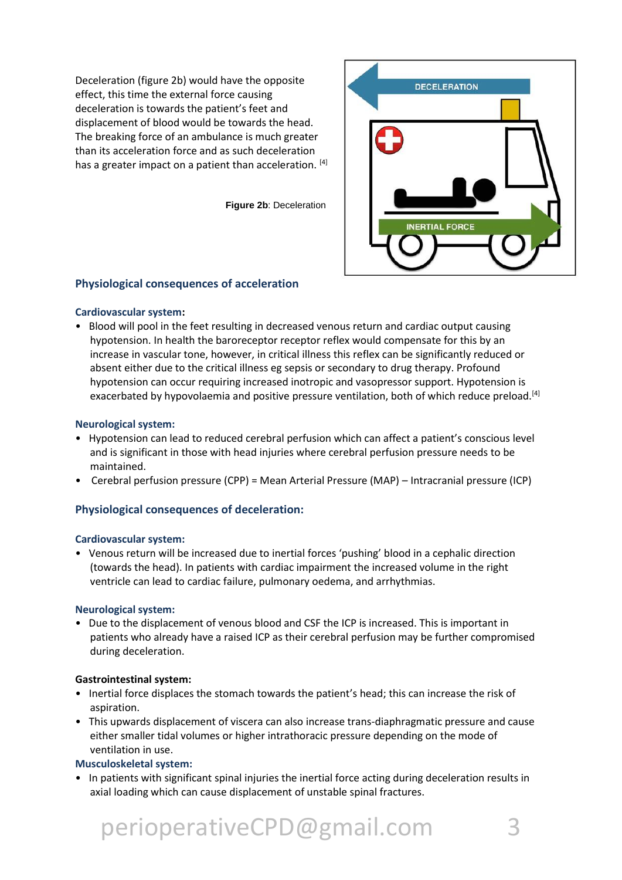Deceleration (figure 2b) would have the opposite effect, this time the external force causing deceleration is towards the patient's feet and displacement of blood would be towards the head. The breaking force of an ambulance is much greater than its acceleration force and as such deceleration has a greater impact on a patient than acceleration. [4]

**Figure 2b**: Deceleration

## Physiological consequences of acceleration

### Cardiovascular system:

- Blood will pool in the feet resulting in decreased venous return and cardiac output causing hypotension. In health the baroreceptor receptor reflex would compensate for this by an increase in vascular tone, however, in critical illness this reflex can be significantly reduced or absent either due to the critical illness eg sepsis or secondary to drug therapy. Profound hypotension can occur requiring increased inotropic and vasopressor support. Hypotension is exacerbated by hypovolaemia and positive pressure ventilation, both of which reduce preload.[4]

### Neurological system:

- Hypotension can lead to reduced cerebral perfusion which can affect a patient's conscious level and is significant in those with head injuries where cerebral perfusion pressure needs to be maintained.
- Cerebral perfusion pressure (CPP) = Mean Arterial Pressure (MAP) – Intracranial pressure (ICP)

## Physiological consequences of deceleration:

### Cardiovascular system:

- Venous return will be increased due to inertial forces 'pushing' blood in a cephalic direction (towards the head). In patients with cardiac impairment the increased volume in the right ventricle can lead to cardiac failure, pulmonary oedema, and arrhythmias.

### Neurological system:

- Due to the displacement of venous blood and CSF the ICP is increased. This is important in patients who already have a raised ICP as their cerebral perfusion may be further compromised during deceleration.

### Gastrointestinal system:

- Inertial force displaces the stomach towards the patient's head; this can increase the risk of aspiration.
- This upwards displacement of viscera can also increase trans-diaphragmatic pressure and cause either smaller tidal volumes or higher intrathoracic pressure depending on the mode of ventilation in use.

### Musculoskeletal system:

- In patients with significant spinal injuries the inertial force acting during deceleration results in axial loading which can cause displacement of unstable spinal fractures.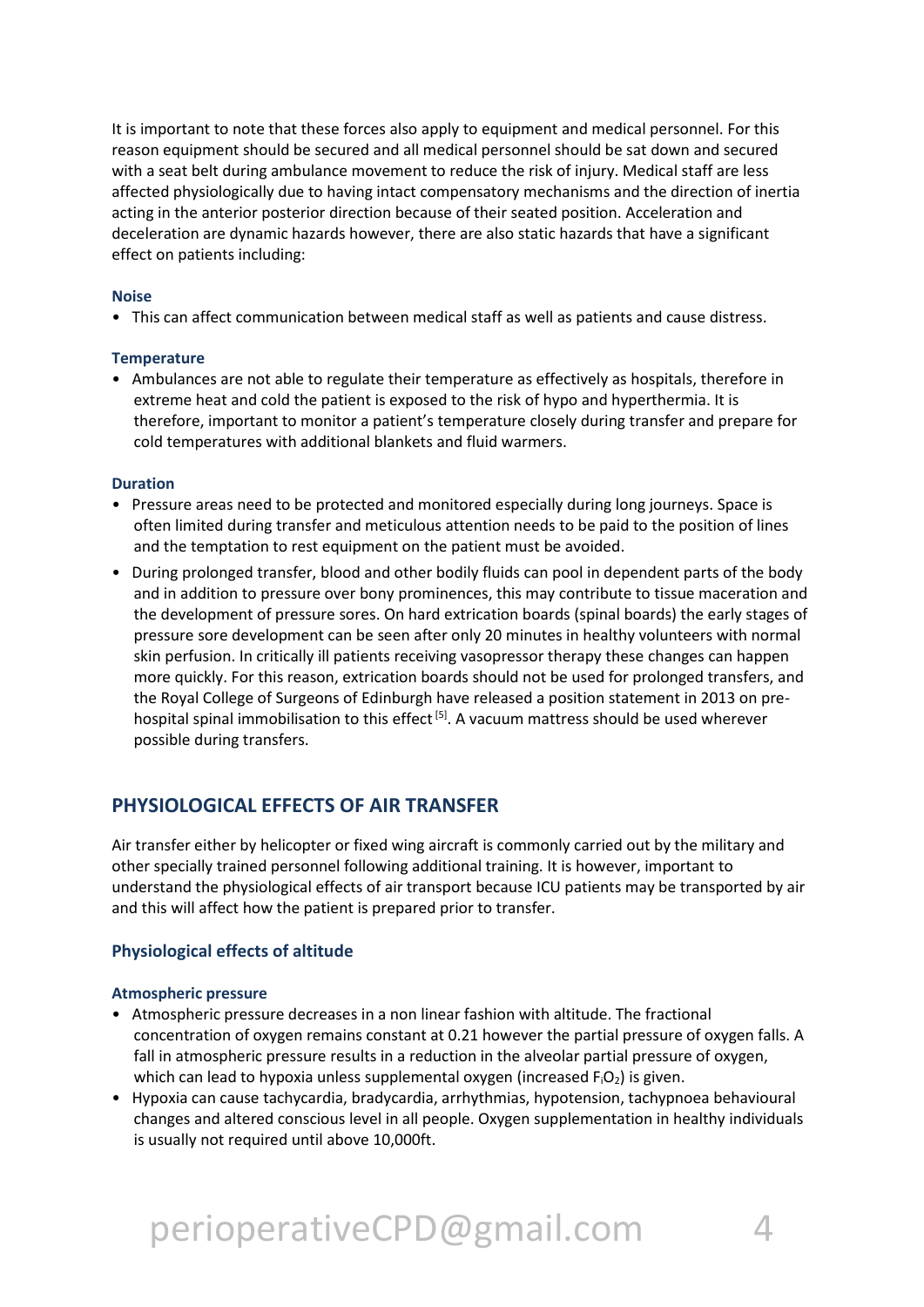It is important to note that these forces also apply to equipment and medical personnel. For this reason equipment should be secured and all medical personnel should be sat down and secured with a seat belt during ambulance movement to reduce the risk of injury. Medical staff are less affected physiologically due to having intact compensatory mechanisms and the direction of inertia acting in the anterior posterior direction because of their seated position. Acceleration and deceleration are dynamic hazards however, there are also static hazards that have a significant effect on patients including:

#### Noise

- This can affect communication between medical staff as well as patients and cause distress.

#### Temperature

- Ambulances are not able to regulate their temperature as effectively as hospitals, therefore in extreme heat and cold the patient is exposed to the risk of hypo and hyperthermia. It is therefore, important to monitor a patient's temperature closely during transfer and prepare for cold temperatures with additional blankets and fluid warmers.

#### Duration

- Pressure areas need to be protected and monitored especially during long journeys. Space is often limited during transfer and meticulous attention needs to be paid to the position of lines and the temptation to rest equipment on the patient must be avoided.
- During prolonged transfer, blood and other bodily fluids can pool in dependent parts of the body and in addition to pressure over bony prominences, this may contribute to tissue maceration and the development of pressure sores. On hard extrication boards (spinal boards) the early stages of pressure sore development can be seen after only 20 minutes in healthy volunteers with normal skin perfusion. In critically ill patients receiving vasopressor therapy these changes can happen more quickly. For this reason, extrication boards should not be used for prolonged transfers, and the Royal College of Surgeons of Edinburgh have released a position statement in 2013 on pre-hospital spinal immobilisation to this effect [5]. A vacuum mattress should be used wherever possible during transfers.

## PHYSIOLOGICAL EFFECTS OF AIR TRANSFER

Air transfer either by helicopter or fixed wing aircraft is commonly carried out by the military and other specially trained personnel following additional training. It is however, important to understand the physiological effects of air transport because ICU patients may be transported by air and this will affect how the patient is prepared prior to transfer.

### Physiological effects of altitude

#### Atmospheric pressure

- Atmospheric pressure decreases in a non linear fashion with altitude. The fractional concentration of oxygen remains constant at 0.21 however the partial pressure of oxygen falls. A fall in atmospheric pressure results in a reduction in the alveolar partial pressure of oxygen, which can lead to hypoxia unless supplemental oxygen (increased $F_iO_2$) is given.
- Hypoxia can cause tachycardia, bradycardia, arrhythmias, hypotension, tachypnoea behavioural changes and altered conscious level in all people. Oxygen supplementation in healthy individuals is usually not required until above 10,000ft.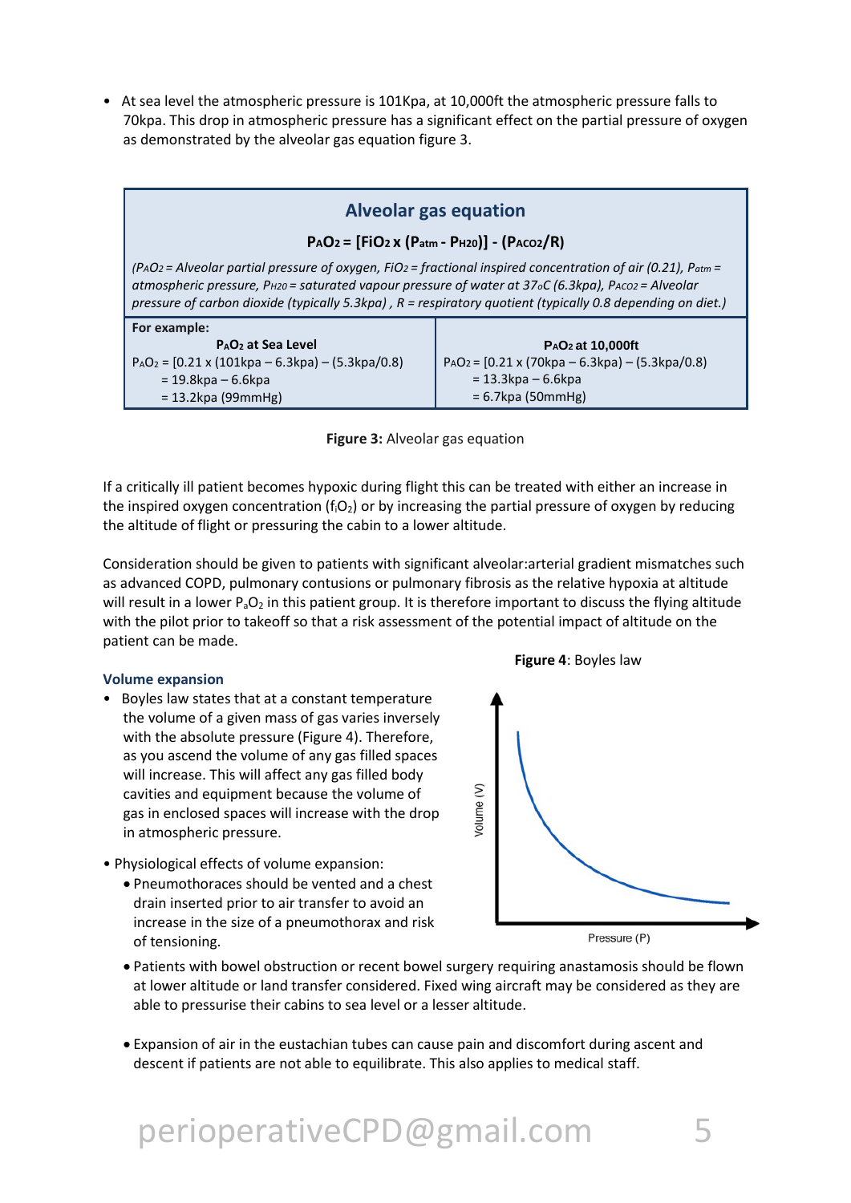- At sea level the atmospheric pressure is 101Kpa, at 10,000ft the atmospheric pressure falls to 70kpa. This drop in atmospheric pressure has a significant effect on the partial pressure of oxygen as demonstrated by the alveolar gas equation figure 3.

**Alveolar gas equation**

$$P_AO_2 = [FiO_2 \times (P_{atm} - P_{H20})] - (P_{ACO2}/R)$$

*($P_AO_2$ = Alveolar partial pressure of oxygen, $FiO_2$ = fractional inspired concentration of air (0.21), $P_{atm}$ = atmospheric pressure, $P_{H20}$ = saturated vapour pressure of water at 37oC (6.3kpa), $P_{ACO2}$ = Alveolar pressure of carbon dioxide (typically 5.3kpa) , R = respiratory quotient (typically 0.8 depending on diet.)*

| **For example:** **$P_AO_2$ at Sea Level** | **$P_AO_2$ at 10,000ft** |
|---|---|
| $P_AO_2$ = [0.21 x (101kpa – 6.3kpa) – (5.3kpa/0.8) | $P_AO_2$ = [0.21 x (70kpa – 6.3kpa) – (5.3kpa/0.8) |
| = 19.8kpa – 6.6kpa | = 13.3kpa – 6.6kpa |
| = 13.2kpa (99mmHg) | = 6.7kpa (50mmHg) |

**Figure 3:** Alveolar gas equation

If a critically ill patient becomes hypoxic during flight this can be treated with either an increase in the inspired oxygen concentration ($f_iO_2$) or by increasing the partial pressure of oxygen by reducing the altitude of flight or pressuring the cabin to a lower altitude.

Consideration should be given to patients with significant alveolar:arterial gradient mismatches such as advanced COPD, pulmonary contusions or pulmonary fibrosis as the relative hypoxia at altitude will result in a lower $P_aO_2$ in this patient group. It is therefore important to discuss the flying altitude with the pilot prior to takeoff so that a risk assessment of the potential impact of altitude on the patient can be made.

### Volume expansion

- Boyles law states that at a constant temperature the volume of a given mass of gas varies inversely with the absolute pressure (Figure 4). Therefore, as you ascend the volume of any gas filled spaces will increase. This will affect any gas filled body cavities and equipment because the volume of gas in enclosed spaces will increase with the drop in atmospheric pressure.

**Figure 4**: Boyles law

- Physiological effects of volume expansion:
  - Pneumothoraces should be vented and a chest drain inserted prior to air transfer to avoid an increase in the size of a pneumothorax and risk of tensioning.
  - Patients with bowel obstruction or recent bowel surgery requiring anastamosis should be flown at lower altitude or land transfer considered. Fixed wing aircraft may be considered as they are able to pressurise their cabins to sea level or a lesser altitude.
  - Expansion of air in the eustachian tubes can cause pain and discomfort during ascent and descent if patients are not able to equilibrate. This also applies to medical staff.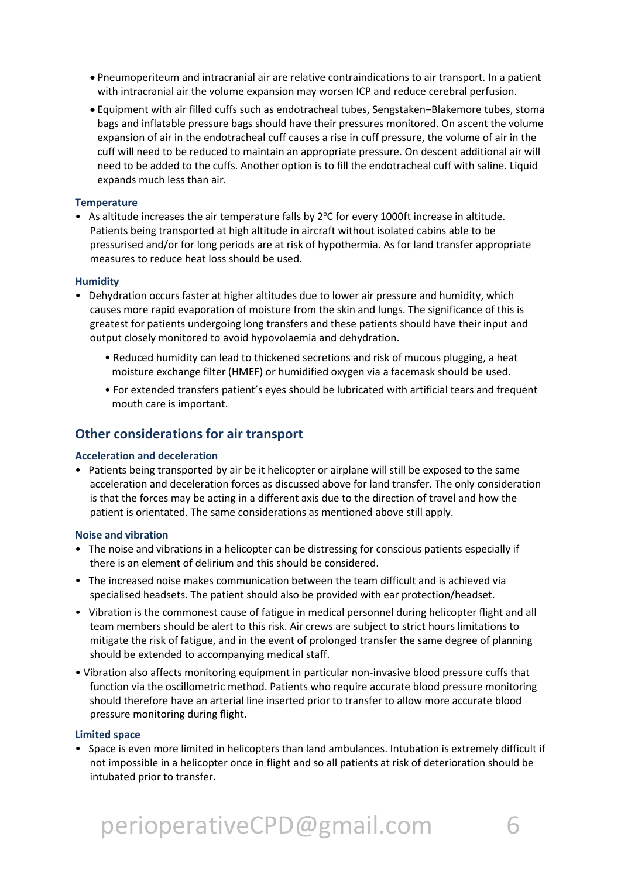- Pneumoperiteum and intracranial air are relative contraindications to air transport. In a patient with intracranial air the volume expansion may worsen ICP and reduce cerebral perfusion.
- Equipment with air filled cuffs such as endotracheal tubes, Sengstaken–Blakemore tubes, stoma bags and inflatable pressure bags should have their pressures monitored. On ascent the volume expansion of air in the endotracheal cuff causes a rise in cuff pressure, the volume of air in the cuff will need to be reduced to maintain an appropriate pressure. On descent additional air will need to be added to the cuffs. Another option is to fill the endotracheal cuff with saline. Liquid expands much less than air.

#### Temperature

- As altitude increases the air temperature falls by 2°C for every 1000ft increase in altitude. Patients being transported at high altitude in aircraft without isolated cabins able to be pressurised and/or for long periods are at risk of hypothermia. As for land transfer appropriate measures to reduce heat loss should be used.

#### Humidity

- Dehydration occurs faster at higher altitudes due to lower air pressure and humidity, which causes more rapid evaporation of moisture from the skin and lungs. The significance of this is greatest for patients undergoing long transfers and these patients should have their input and output closely monitored to avoid hypovolaemia and dehydration.
  - Reduced humidity can lead to thickened secretions and risk of mucous plugging, a heat moisture exchange filter (HMEF) or humidified oxygen via a facemask should be used.
  - For extended transfers patient's eyes should be lubricated with artificial tears and frequent mouth care is important.

## Other considerations for air transport

#### Acceleration and deceleration

- Patients being transported by air be it helicopter or airplane will still be exposed to the same acceleration and deceleration forces as discussed above for land transfer. The only consideration is that the forces may be acting in a different axis due to the direction of travel and how the patient is orientated. The same considerations as mentioned above still apply.

#### Noise and vibration

- The noise and vibrations in a helicopter can be distressing for conscious patients especially if there is an element of delirium and this should be considered.
- The increased noise makes communication between the team difficult and is achieved via specialised headsets. The patient should also be provided with ear protection/headset.
- Vibration is the commonest cause of fatigue in medical personnel during helicopter flight and all team members should be alert to this risk. Air crews are subject to strict hours limitations to mitigate the risk of fatigue, and in the event of prolonged transfer the same degree of planning should be extended to accompanying medical staff.
- Vibration also affects monitoring equipment in particular non-invasive blood pressure cuffs that function via the oscillometric method. Patients who require accurate blood pressure monitoring should therefore have an arterial line inserted prior to transfer to allow more accurate blood pressure monitoring during flight.

#### Limited space

- Space is even more limited in helicopters than land ambulances. Intubation is extremely difficult if not impossible in a helicopter once in flight and so all patients at risk of deterioration should be intubated prior to transfer.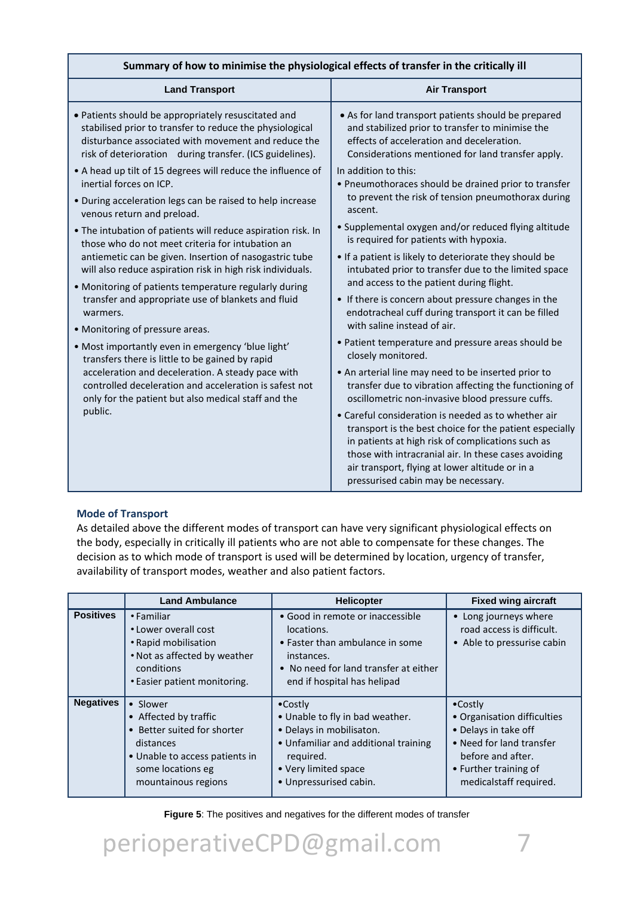| Summary of how to minimise the physiological effects of transfer in the critically ill | |
|---|---|
| **Land Transport** | **Air Transport** |
| • Patients should be appropriately resuscitated and stabilised prior to transfer to reduce the physiological disturbance associated with movement and reduce the risk of deterioration during transfer. (ICS guidelines).<br>• A head up tilt of 15 degrees will reduce the influence of inertial forces on ICP.<br>• During acceleration legs can be raised to help increase venous return and preload.<br>• The intubation of patients will reduce aspiration risk. In those who do not meet criteria for intubation an antiemetic can be given. Insertion of nasogastric tube will also reduce aspiration risk in high risk individuals.<br>• Monitoring of patients temperature regularly during transfer and appropriate use of blankets and fluid warmers.<br>• Monitoring of pressure areas.<br>• Most importantly even in emergency 'blue light' transfers there is little to be gained by rapid acceleration and deceleration. A steady pace with controlled deceleration and acceleration is safest not only for the patient but also medical staff and the public. | • As for land transport patients should be prepared and stabilized prior to transfer to minimise the effects of acceleration and deceleration. Considerations mentioned for land transfer apply.<br>In addition to this:<br>• Pneumothoraces should be drained prior to transfer to prevent the risk of tension pneumothorax during ascent.<br>• Supplemental oxygen and/or reduced flying altitude is required for patients with hypoxia.<br>• If a patient is likely to deteriorate they should be intubated prior to transfer due to the limited space and access to the patient during flight.<br>• If there is concern about pressure changes in the endotracheal cuff during transport it can be filled with saline instead of air.<br>• Patient temperature and pressure areas should be closely monitored.<br>• An arterial line may need to be inserted prior to transfer due to vibration affecting the functioning of oscillometric non-invasive blood pressure cuffs.<br>• Careful consideration is needed as to whether air transport is the best choice for the patient especially in patients at high risk of complications such as those with intracranial air. In these cases avoiding air transport, flying at lower altitude or in a pressurised cabin may be necessary. |

### Mode of Transport

As detailed above the different modes of transport can have very significant physiological effects on the body, especially in critically ill patients who are not able to compensate for these changes. The decision as to which mode of transport is used will be determined by location, urgency of transfer, availability of transport modes, weather and also patient factors.

| | Land Ambulance | Helicopter | Fixed wing aircraft |
|---|---|---|---|
| **Positives** | • Familiar<br>• Lower overall cost<br>• Rapid mobilisation<br>• Not as affected by weather conditions<br>• Easier patient monitoring. | • Good in remote or inaccessible locations.<br>• Faster than ambulance in some instances.<br>• No need for land transfer at either end if hospital has helipad | • Long journeys where road access is difficult.<br>• Able to pressurise cabin |
| **Negatives** | • Slower<br>• Affected by traffic<br>• Better suited for shorter distances<br>• Unable to access patients in some locations eg mountainous regions | • Costly<br>• Unable to fly in bad weather.<br>• Delays in mobilisaton.<br>• Unfamiliar and additional training required.<br>• Very limited space<br>• Unpressurised cabin. | • Costly<br>• Organisation difficulties<br>• Delays in take off<br>• Need for land transfer before and after.<br>• Further training of medicalstaff required. |

**Figure 5**: The positives and negatives for the different modes of transfer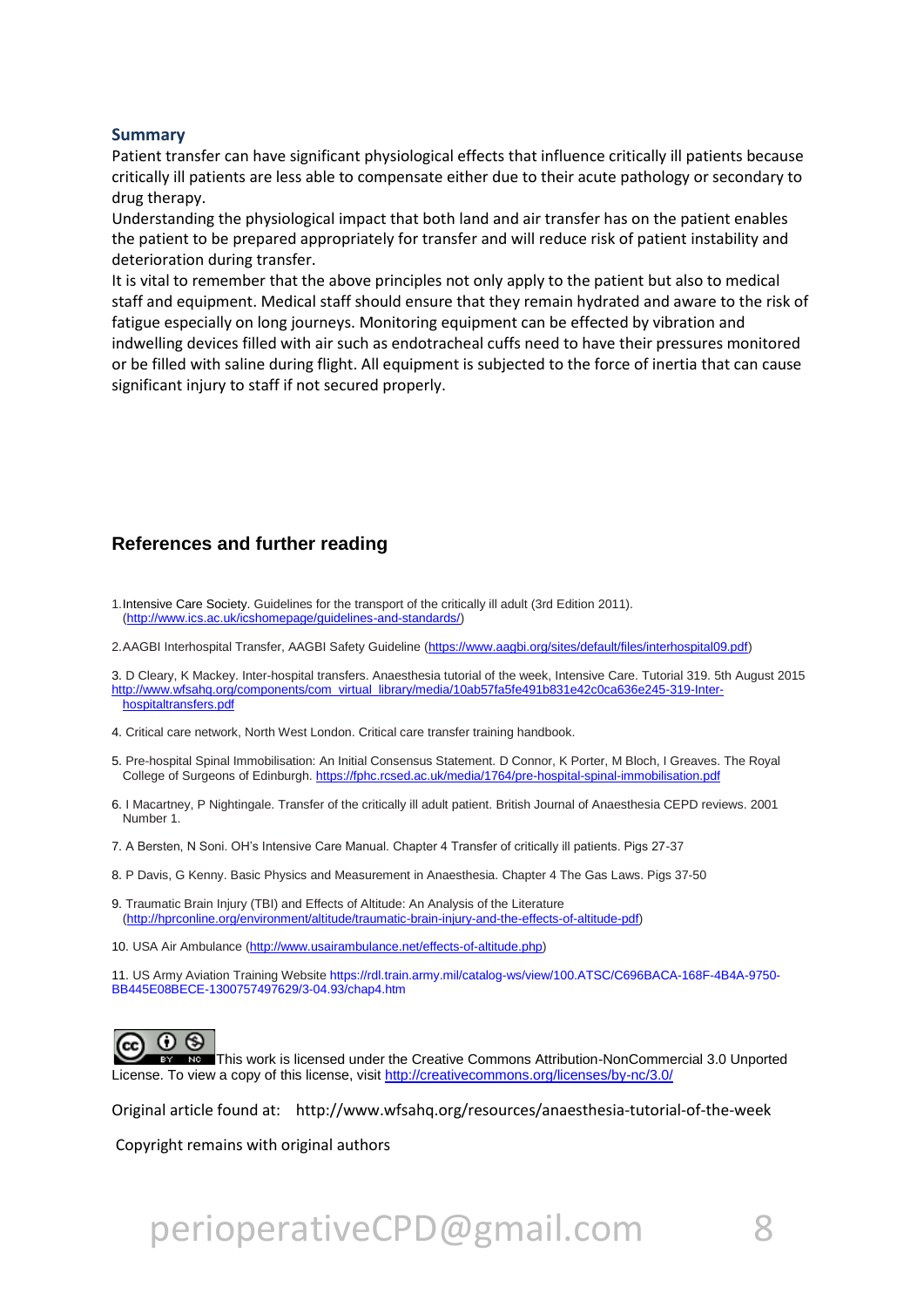## Summary

Patient transfer can have significant physiological effects that influence critically ill patients because critically ill patients are less able to compensate either due to their acute pathology or secondary to drug therapy.

Understanding the physiological impact that both land and air transfer has on the patient enables the patient to be prepared appropriately for transfer and will reduce risk of patient instability and deterioration during transfer.

It is vital to remember that the above principles not only apply to the patient but also to medical staff and equipment. Medical staff should ensure that they remain hydrated and aware to the risk of fatigue especially on long journeys. Monitoring equipment can be effected by vibration and indwelling devices filled with air such as endotracheal cuffs need to have their pressures monitored or be filled with saline during flight. All equipment is subjected to the force of inertia that can cause significant injury to staff if not secured properly.

## References and further reading

1. Intensive Care Society. Guidelines for the transport of the critically ill adult (3rd Edition 2011). (http://www.ics.ac.uk/icshomepage/guidelines-and-standards/)

2. AAGBI Interhospital Transfer, AAGBI Safety Guideline (https://www.aagbi.org/sites/default/files/interhospital09.pdf)

3. D Cleary, K Mackey. Inter-hospital transfers. Anaesthesia tutorial of the week, Intensive Care. Tutorial 319. 5th August 2015 http://www.wfsahq.org/components/com_virtual_library/media/10ab57fa5fe491b831e42c0ca636e245-319-Inter-hospitaltransfers.pdf

4. Critical care network, North West London. Critical care transfer training handbook.

5. Pre-hospital Spinal Immobilisation: An Initial Consensus Statement. D Connor, K Porter, M Bloch, I Greaves. The Royal College of Surgeons of Edinburgh. https://fphc.rcsed.ac.uk/media/1764/pre-hospital-spinal-immobilisation.pdf

6. I Macartney, P Nightingale. Transfer of the critically ill adult patient. British Journal of Anaesthesia CEPD reviews. 2001 Number 1.

7. A Bersten, N Soni. OH's Intensive Care Manual. Chapter 4 Transfer of critically ill patients. Pigs 27-37

8. P Davis, G Kenny. Basic Physics and Measurement in Anaesthesia. Chapter 4 The Gas Laws. Pigs 37-50

9. Traumatic Brain Injury (TBI) and Effects of Altitude: An Analysis of the Literature (http://hprconline.org/environment/altitude/traumatic-brain-injury-and-the-effects-of-altitude-pdf)

10. USA Air Ambulance (http://www.usairambulance.net/effects-of-altitude.php)

11. US Army Aviation Training Website https://rdl.train.army.mil/catalog-ws/view/100.ATSC/C696BACA-168F-4B4A-9750-BB445E08BECE-1300757497629/3-04.93/chap4.htm

This work is licensed under the Creative Commons Attribution-NonCommercial 3.0 Unported License. To view a copy of this license, visit http://creativecommons.org/licenses/by-nc/3.0/

Original article found at: http://www.wfsahq.org/resources/anaesthesia-tutorial-of-the-week

Copyright remains with original authors